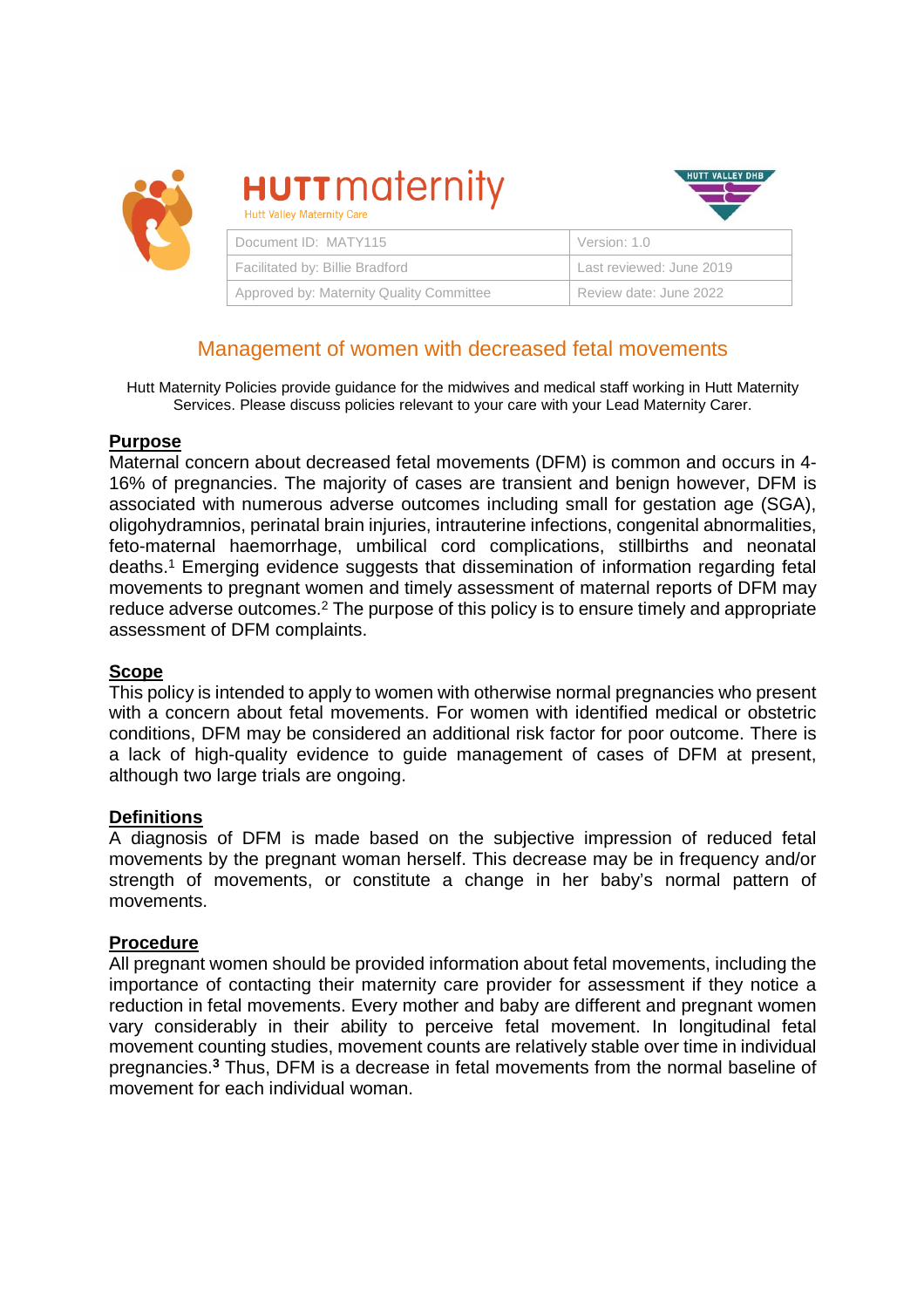**HUTT** maternity

Hutt Valley Maternity Care

HUTT VALLEY DHB

| Document ID: MATY115 | Version: 1.0 |
| --- | --- |
| Facilitated by: Billie Bradford | Last reviewed: June 2019 |
| Approved by: Maternity Quality Committee | Review date: June 2022 |

# Management of women with decreased fetal movements

Hutt Maternity Policies provide guidance for the midwives and medical staff working in Hutt Maternity Services. Please discuss policies relevant to your care with your Lead Maternity Carer.

## Purpose

Maternal concern about decreased fetal movements (DFM) is common and occurs in 4-16% of pregnancies. The majority of cases are transient and benign however, DFM is associated with numerous adverse outcomes including small for gestation age (SGA), oligohydramnios, perinatal brain injuries, intrauterine infections, congenital abnormalities, feto-maternal haemorrhage, umbilical cord complications, stillbirths and neonatal deaths.[1] Emerging evidence suggests that dissemination of information regarding fetal movements to pregnant women and timely assessment of maternal reports of DFM may reduce adverse outcomes.[2] The purpose of this policy is to ensure timely and appropriate assessment of DFM complaints.

## Scope

This policy is intended to apply to women with otherwise normal pregnancies who present with a concern about fetal movements. For women with identified medical or obstetric conditions, DFM may be considered an additional risk factor for poor outcome. There is a lack of high-quality evidence to guide management of cases of DFM at present, although two large trials are ongoing.

## Definitions

A diagnosis of DFM is made based on the subjective impression of reduced fetal movements by the pregnant woman herself. This decrease may be in frequency and/or strength of movements, or constitute a change in her baby's normal pattern of movements.

## Procedure

All pregnant women should be provided information about fetal movements, including the importance of contacting their maternity care provider for assessment if they notice a reduction in fetal movements. Every mother and baby are different and pregnant women vary considerably in their ability to perceive fetal movement. In longitudinal fetal movement counting studies, movement counts are relatively stable over time in individual pregnancies.[3] Thus, DFM is a decrease in fetal movements from the normal baseline of movement for each individual woman.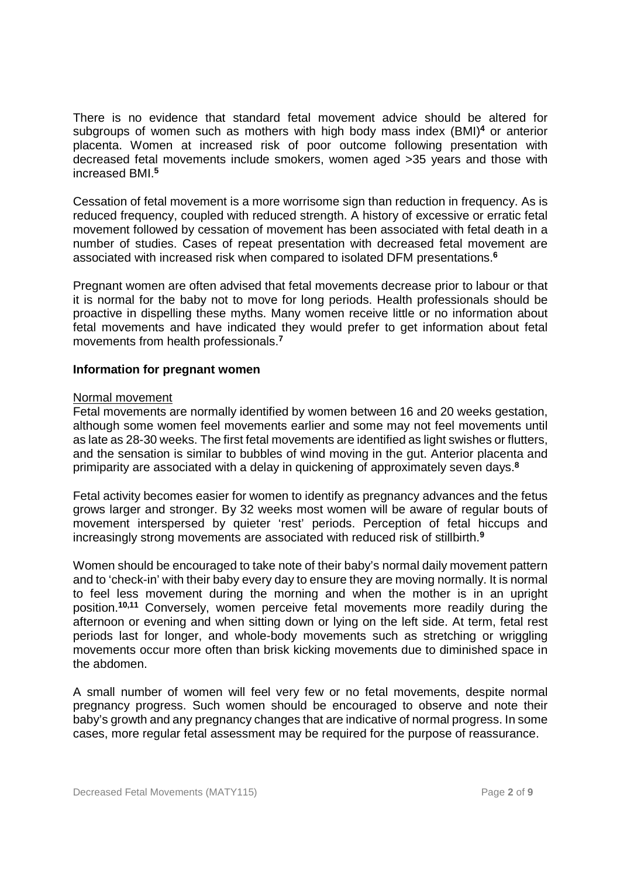There is no evidence that standard fetal movement advice should be altered for subgroups of women such as mothers with high body mass index (BMI)[4] or anterior placenta. Women at increased risk of poor outcome following presentation with decreased fetal movements include smokers, women aged >35 years and those with increased BMI.[5]

Cessation of fetal movement is a more worrisome sign than reduction in frequency. As is reduced frequency, coupled with reduced strength. A history of excessive or erratic fetal movement followed by cessation of movement has been associated with fetal death in a number of studies. Cases of repeat presentation with decreased fetal movement are associated with increased risk when compared to isolated DFM presentations.[6]

Pregnant women are often advised that fetal movements decrease prior to labour or that it is normal for the baby not to move for long periods. Health professionals should be proactive in dispelling these myths. Many women receive little or no information about fetal movements and have indicated they would prefer to get information about fetal movements from health professionals.[7]

## Information for pregnant women

### Normal movement

Fetal movements are normally identified by women between 16 and 20 weeks gestation, although some women feel movements earlier and some may not feel movements until as late as 28-30 weeks. The first fetal movements are identified as light swishes or flutters, and the sensation is similar to bubbles of wind moving in the gut. Anterior placenta and primiparity are associated with a delay in quickening of approximately seven days.[8]

Fetal activity becomes easier for women to identify as pregnancy advances and the fetus grows larger and stronger. By 32 weeks most women will be aware of regular bouts of movement interspersed by quieter 'rest' periods. Perception of fetal hiccups and increasingly strong movements are associated with reduced risk of stillbirth.[9]

Women should be encouraged to take note of their baby's normal daily movement pattern and to 'check-in' with their baby every day to ensure they are moving normally. It is normal to feel less movement during the morning and when the mother is in an upright position.[10,11] Conversely, women perceive fetal movements more readily during the afternoon or evening and when sitting down or lying on the left side. At term, fetal rest periods last for longer, and whole-body movements such as stretching or wriggling movements occur more often than brisk kicking movements due to diminished space in the abdomen.

A small number of women will feel very few or no fetal movements, despite normal pregnancy progress. Such women should be encouraged to observe and note their baby's growth and any pregnancy changes that are indicative of normal progress. In some cases, more regular fetal assessment may be required for the purpose of reassurance.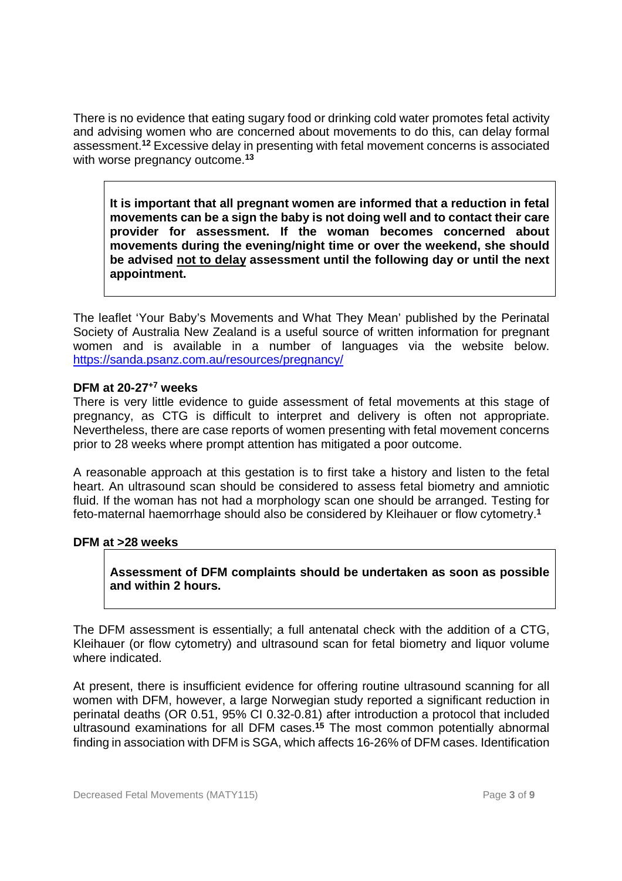There is no evidence that eating sugary food or drinking cold water promotes fetal activity and advising women who are concerned about movements to do this, can delay formal assessment.[12] Excessive delay in presenting with fetal movement concerns is associated with worse pregnancy outcome.[13]

> **It is important that all pregnant women are informed that a reduction in fetal movements can be a sign the baby is not doing well and to contact their care provider for assessment. If the woman becomes concerned about movements during the evening/night time or over the weekend, she should be advised <u>not to delay</u> assessment until the following day or until the next appointment.**

The leaflet 'Your Baby's Movements and What They Mean' published by the Perinatal Society of Australia New Zealand is a useful source of written information for pregnant women and is available in a number of languages via the website below. [https://sanda.psanz.com.au/resources/pregnancy/](https://sanda.psanz.com.au/resources/pregnancy/)

**DFM at 20-27$^{+7}$ weeks**

There is very little evidence to guide assessment of fetal movements at this stage of pregnancy, as CTG is difficult to interpret and delivery is often not appropriate. Nevertheless, there are case reports of women presenting with fetal movement concerns prior to 28 weeks where prompt attention has mitigated a poor outcome.

A reasonable approach at this gestation is to first take a history and listen to the fetal heart. An ultrasound scan should be considered to assess fetal biometry and amniotic fluid. If the woman has not had a morphology scan one should be arranged. Testing for feto-maternal haemorrhage should also be considered by Kleihauer or flow cytometry.[1]

**DFM at >28 weeks**

> **Assessment of DFM complaints should be undertaken as soon as possible and within 2 hours.**

The DFM assessment is essentially; a full antenatal check with the addition of a CTG, Kleihauer (or flow cytometry) and ultrasound scan for fetal biometry and liquor volume where indicated.

At present, there is insufficient evidence for offering routine ultrasound scanning for all women with DFM, however, a large Norwegian study reported a significant reduction in perinatal deaths (OR 0.51, 95% CI 0.32-0.81) after introduction a protocol that included ultrasound examinations for all DFM cases.[15] The most common potentially abnormal finding in association with DFM is SGA, which affects 16-26% of DFM cases. Identification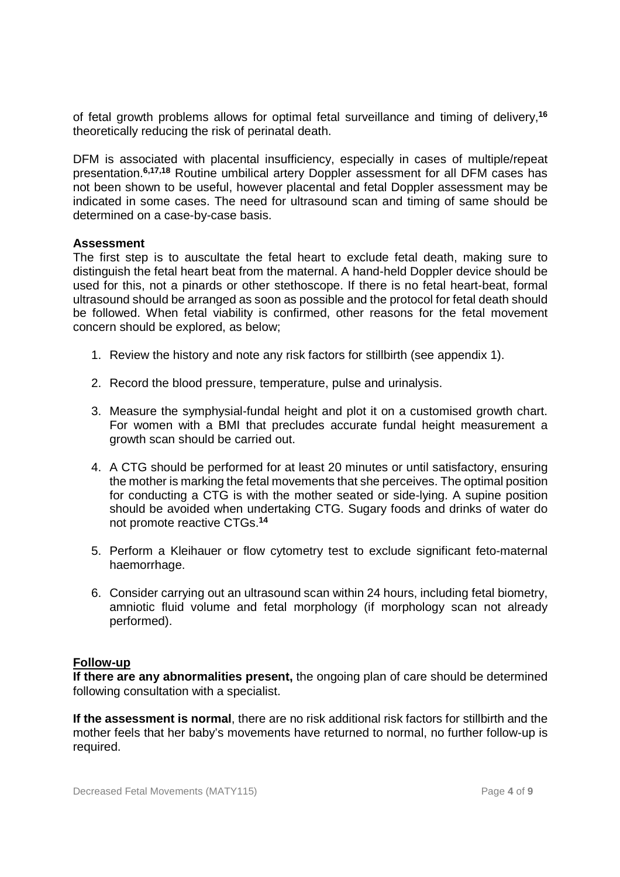of fetal growth problems allows for optimal fetal surveillance and timing of delivery,[16] theoretically reducing the risk of perinatal death.

DFM is associated with placental insufficiency, especially in cases of multiple/repeat presentation.[6,17,18] Routine umbilical artery Doppler assessment for all DFM cases has not been shown to be useful, however placental and fetal Doppler assessment may be indicated in some cases. The need for ultrasound scan and timing of same should be determined on a case-by-case basis.

**Assessment**

The first step is to auscultate the fetal heart to exclude fetal death, making sure to distinguish the fetal heart beat from the maternal. A hand-held Doppler device should be used for this, not a pinards or other stethoscope. If there is no fetal heart-beat, formal ultrasound should be arranged as soon as possible and the protocol for fetal death should be followed. When fetal viability is confirmed, other reasons for the fetal movement concern should be explored, as below;

1. Review the history and note any risk factors for stillbirth (see appendix 1).

2. Record the blood pressure, temperature, pulse and urinalysis.

3. Measure the symphysial-fundal height and plot it on a customised growth chart. For women with a BMI that precludes accurate fundal height measurement a growth scan should be carried out.

4. A CTG should be performed for at least 20 minutes or until satisfactory, ensuring the mother is marking the fetal movements that she perceives. The optimal position for conducting a CTG is with the mother seated or side-lying. A supine position should be avoided when undertaking CTG. Sugary foods and drinks of water do not promote reactive CTGs.[14]

5. Perform a Kleihauer or flow cytometry test to exclude significant feto-maternal haemorrhage.

6. Consider carrying out an ultrasound scan within 24 hours, including fetal biometry, amniotic fluid volume and fetal morphology (if morphology scan not already performed).

**Follow-up**

**If there are any abnormalities present,** the ongoing plan of care should be determined following consultation with a specialist.

**If the assessment is normal**, there are no risk additional risk factors for stillbirth and the mother feels that her baby's movements have returned to normal, no further follow-up is required.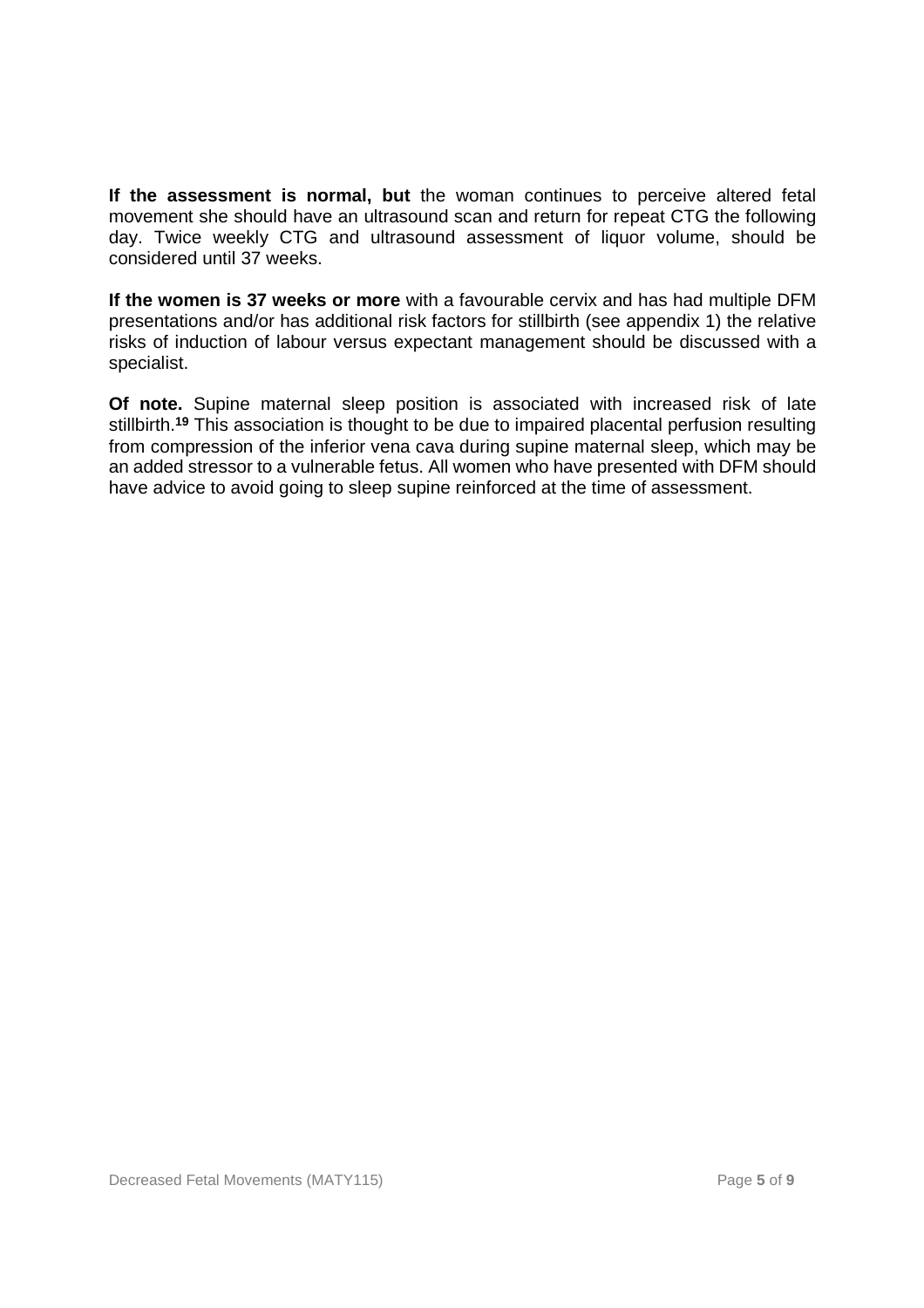**If the assessment is normal, but** the woman continues to perceive altered fetal movement she should have an ultrasound scan and return for repeat CTG the following day. Twice weekly CTG and ultrasound assessment of liquor volume, should be considered until 37 weeks.

**If the women is 37 weeks or more** with a favourable cervix and has had multiple DFM presentations and/or has additional risk factors for stillbirth (see appendix 1) the relative risks of induction of labour versus expectant management should be discussed with a specialist.

**Of note.** Supine maternal sleep position is associated with increased risk of late stillbirth.[19] This association is thought to be due to impaired placental perfusion resulting from compression of the inferior vena cava during supine maternal sleep, which may be an added stressor to a vulnerable fetus. All women who have presented with DFM should have advice to avoid going to sleep supine reinforced at the time of assessment.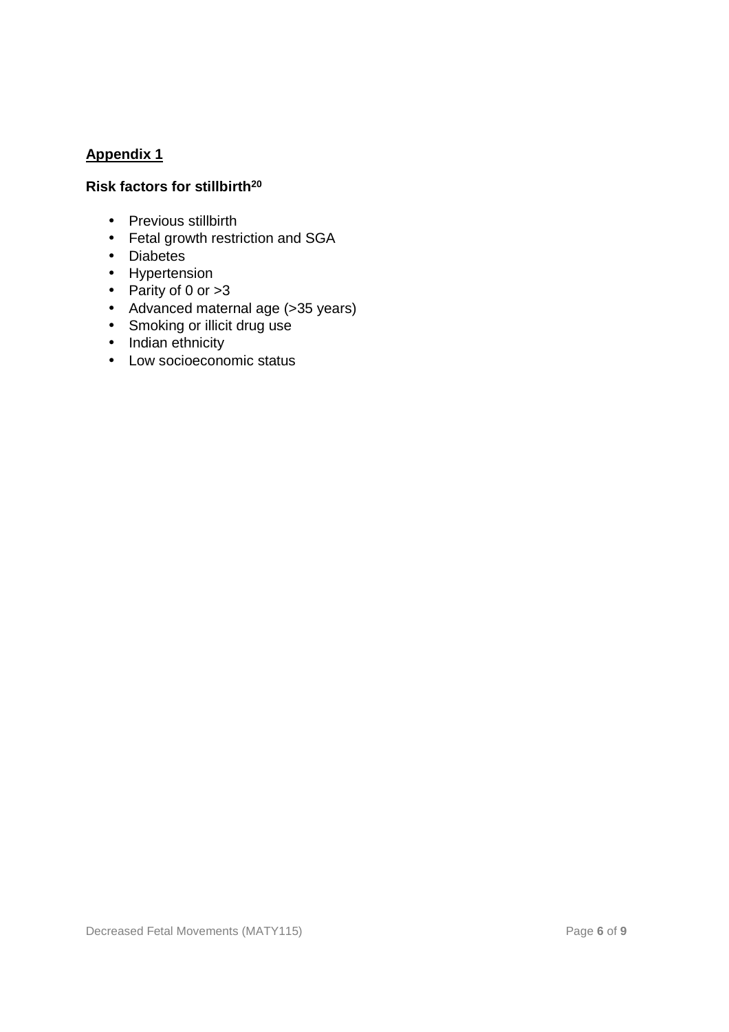## Appendix 1

### Risk factors for stillbirth[20]

- Previous stillbirth
- Fetal growth restriction and SGA
- Diabetes
- Hypertension
- Parity of 0 or >3
- Advanced maternal age (>35 years)
- Smoking or illicit drug use
- Indian ethnicity
- Low socioeconomic status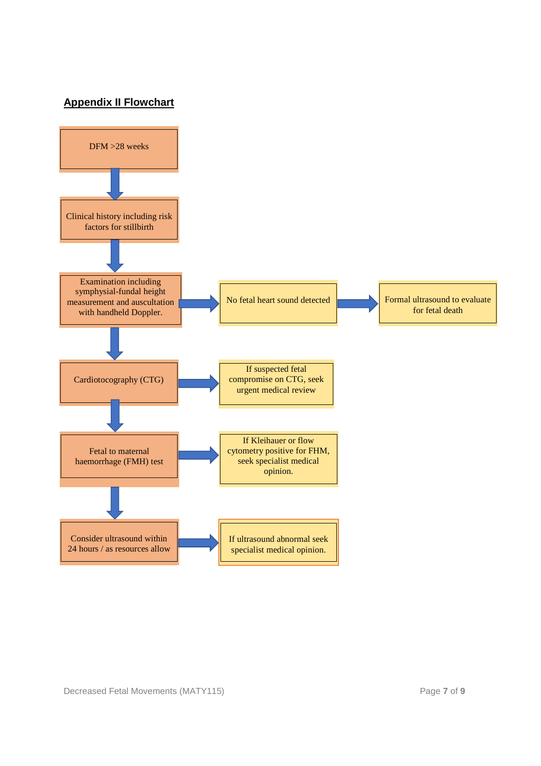## Appendix II Flowchart

DFM >28 weeks

↓

Clinical history including risk factors for stillbirth

↓

Examination including symphysial-fundal height measurement and auscultation with handheld Doppler. → No fetal heart sound detected → Formal ultrasound to evaluate for fetal death

↓

Cardiotocography (CTG) → If suspected fetal compromise on CTG, seek urgent medical review

↓

Fetal to maternal haemorrhage (FMH) test → If Kleihauer or flow cytometry positive for FHM, seek specialist medical opinion.

↓

Consider ultrasound within 24 hours / as resources allow → If ultrasound abnormal seek specialist medical opinion.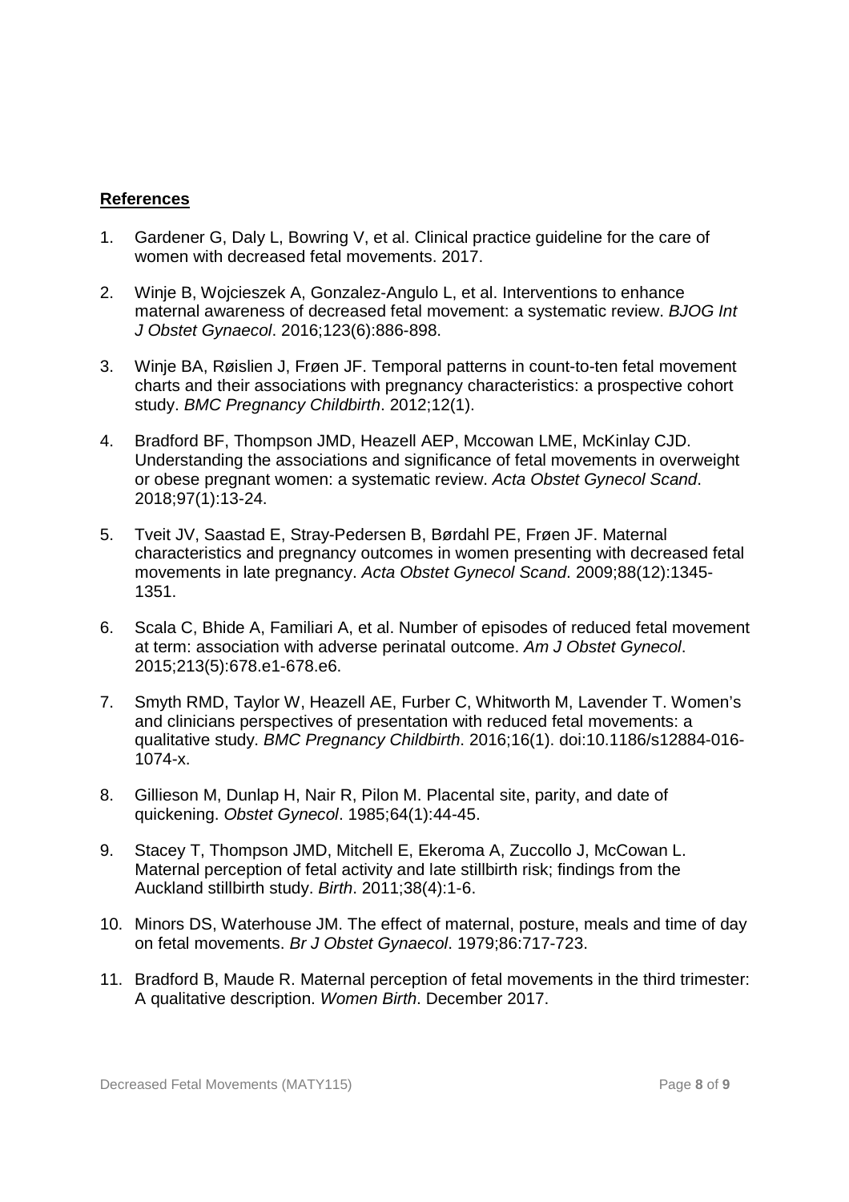## References

1. Gardener G, Daly L, Bowring V, et al. Clinical practice guideline for the care of women with decreased fetal movements. 2017.
2. Winje B, Wojcieszek A, Gonzalez-Angulo L, et al. Interventions to enhance maternal awareness of decreased fetal movement: a systematic review. *BJOG Int J Obstet Gynaecol*. 2016;123(6):886-898.
3. Winje BA, Røislien J, Frøen JF. Temporal patterns in count-to-ten fetal movement charts and their associations with pregnancy characteristics: a prospective cohort study. *BMC Pregnancy Childbirth*. 2012;12(1).
4. Bradford BF, Thompson JMD, Heazell AEP, Mccowan LME, McKinlay CJD. Understanding the associations and significance of fetal movements in overweight or obese pregnant women: a systematic review. *Acta Obstet Gynecol Scand*. 2018;97(1):13-24.
5. Tveit JV, Saastad E, Stray-Pedersen B, Børdahl PE, Frøen JF. Maternal characteristics and pregnancy outcomes in women presenting with decreased fetal movements in late pregnancy. *Acta Obstet Gynecol Scand*. 2009;88(12):1345-1351.
6. Scala C, Bhide A, Familiari A, et al. Number of episodes of reduced fetal movement at term: association with adverse perinatal outcome. *Am J Obstet Gynecol*. 2015;213(5):678.e1-678.e6.
7. Smyth RMD, Taylor W, Heazell AE, Furber C, Whitworth M, Lavender T. Women's and clinicians perspectives of presentation with reduced fetal movements: a qualitative study. *BMC Pregnancy Childbirth*. 2016;16(1). doi:10.1186/s12884-016-1074-x.
8. Gillieson M, Dunlap H, Nair R, Pilon M. Placental site, parity, and date of quickening. *Obstet Gynecol*. 1985;64(1):44-45.
9. Stacey T, Thompson JMD, Mitchell E, Ekeroma A, Zuccollo J, McCowan L. Maternal perception of fetal activity and late stillbirth risk; findings from the Auckland stillbirth study. *Birth*. 2011;38(4):1-6.
10. Minors DS, Waterhouse JM. The effect of maternal, posture, meals and time of day on fetal movements. *Br J Obstet Gynaecol*. 1979;86:717-723.
11. Bradford B, Maude R. Maternal perception of fetal movements in the third trimester: A qualitative description. *Women Birth*. December 2017.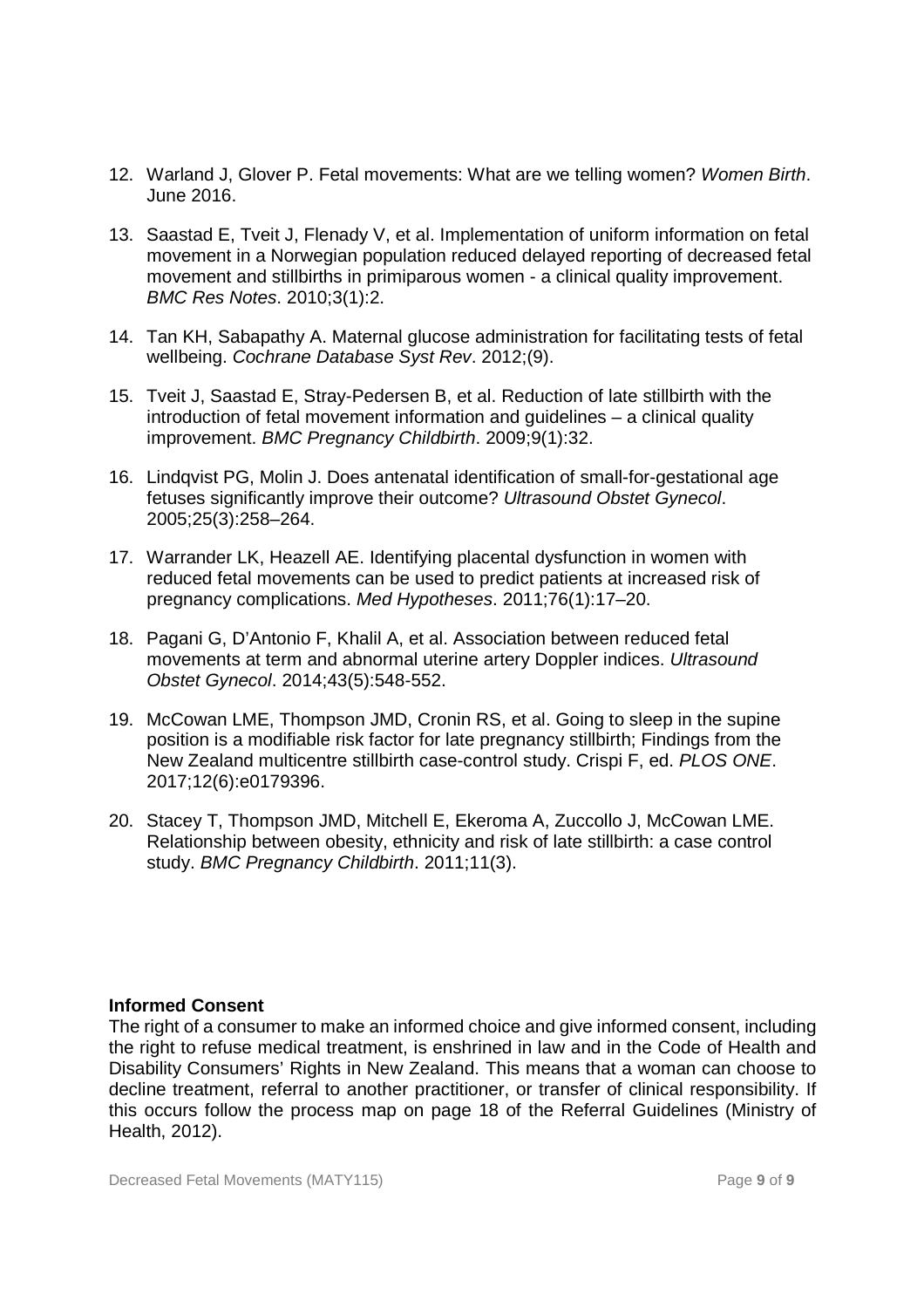12. Warland J, Glover P. Fetal movements: What are we telling women? *Women Birth*. June 2016.
13. Saastad E, Tveit J, Flenady V, et al. Implementation of uniform information on fetal movement in a Norwegian population reduced delayed reporting of decreased fetal movement and stillbirths in primiparous women - a clinical quality improvement. *BMC Res Notes*. 2010;3(1):2.
14. Tan KH, Sabapathy A. Maternal glucose administration for facilitating tests of fetal wellbeing. *Cochrane Database Syst Rev*. 2012;(9).
15. Tveit J, Saastad E, Stray-Pedersen B, et al. Reduction of late stillbirth with the introduction of fetal movement information and guidelines – a clinical quality improvement. *BMC Pregnancy Childbirth*. 2009;9(1):32.
16. Lindqvist PG, Molin J. Does antenatal identification of small-for-gestational age fetuses significantly improve their outcome? *Ultrasound Obstet Gynecol*. 2005;25(3):258–264.
17. Warrander LK, Heazell AE. Identifying placental dysfunction in women with reduced fetal movements can be used to predict patients at increased risk of pregnancy complications. *Med Hypotheses*. 2011;76(1):17–20.
18. Pagani G, D'Antonio F, Khalil A, et al. Association between reduced fetal movements at term and abnormal uterine artery Doppler indices. *Ultrasound Obstet Gynecol*. 2014;43(5):548-552.
19. McCowan LME, Thompson JMD, Cronin RS, et al. Going to sleep in the supine position is a modifiable risk factor for late pregnancy stillbirth; Findings from the New Zealand multicentre stillbirth case-control study. Crispi F, ed. *PLOS ONE*. 2017;12(6):e0179396.
20. Stacey T, Thompson JMD, Mitchell E, Ekeroma A, Zuccollo J, McCowan LME. Relationship between obesity, ethnicity and risk of late stillbirth: a case control study. *BMC Pregnancy Childbirth*. 2011;11(3).

**Informed Consent**

The right of a consumer to make an informed choice and give informed consent, including the right to refuse medical treatment, is enshrined in law and in the Code of Health and Disability Consumers' Rights in New Zealand. This means that a woman can choose to decline treatment, referral to another practitioner, or transfer of clinical responsibility. If this occurs follow the process map on page 18 of the Referral Guidelines (Ministry of Health, 2012).